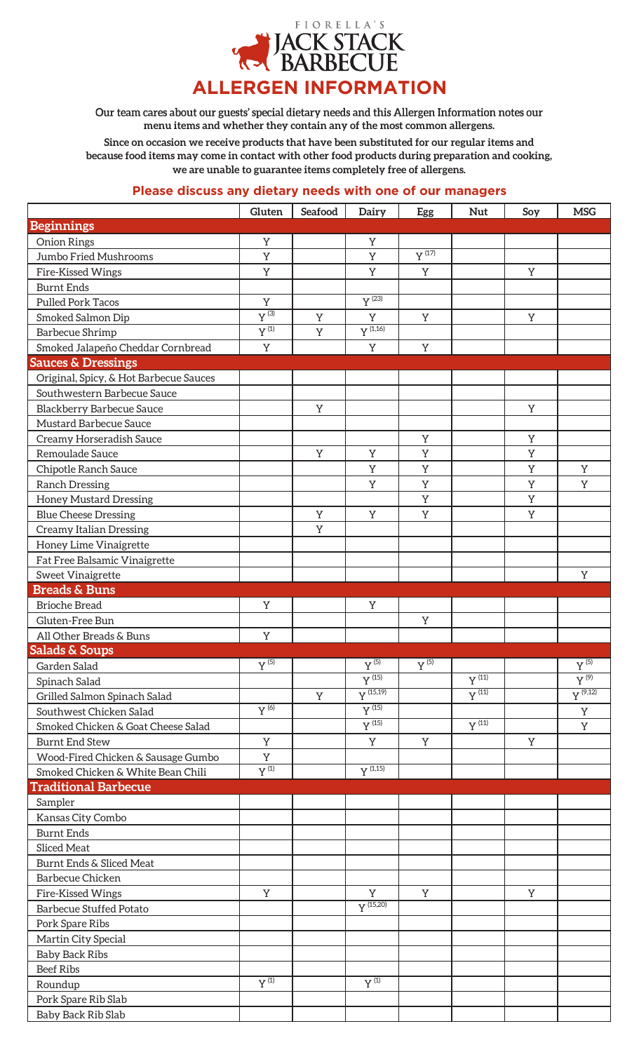# FIORELLA'S JACK STACK BARBECUE

## ALLERGEN INFORMATION

**Our team cares about our guests' special dietary needs and this Allergen Information notes our menu items and whether they contain any of the most common allergens.**

**Since on occasion we receive products that have been substituted for our regular items and because food items may come in contact with other food products during preparation and cooking, we are unable to guarantee items completely free of allergens.**

### Please discuss any dietary needs with one of our managers

| | Gluten | Seafood | Dairy | Egg | Nut | Soy | MSG |
|---|---|---|---|---|---|---|---|
| **Beginnings** | | | | | | | |
| Onion Rings | Y | | Y | | | | |
| Jumbo Fried Mushrooms | Y | | Y | Y [17] | | | |
| Fire-Kissed Wings | Y | | Y | Y | | Y | |
| Burnt Ends | | | | | | | |
| Pulled Pork Tacos | Y | | Y [23] | | | | |
| Smoked Salmon Dip | Y [3] | Y | Y | Y | | Y | |
| Barbecue Shrimp | Y [1] | Y | Y [1,16] | | | | |
| Smoked Jalapeño Cheddar Cornbread | Y | | Y | Y | | | |
| **Sauces & Dressings** | | | | | | | |
| Original, Spicy, & Hot Barbecue Sauces | | | | | | | |
| Southwestern Barbecue Sauce | | | | | | | |
| Blackberry Barbecue Sauce | | Y | | | | Y | |
| Mustard Barbecue Sauce | | | | | | | |
| Creamy Horseradish Sauce | | | | Y | | Y | |
| Remoulade Sauce | | Y | Y | Y | | Y | |
| Chipotle Ranch Sauce | | | Y | Y | | Y | Y |
| Ranch Dressing | | | Y | Y | | Y | Y |
| Honey Mustard Dressing | | | | Y | | Y | |
| Blue Cheese Dressing | | Y | Y | Y | | Y | |
| Creamy Italian Dressing | | Y | | | | | |
| Honey Lime Vinaigrette | | | | | | | |
| Fat Free Balsamic Vinaigrette | | | | | | | |
| Sweet Vinaigrette | | | | | | | Y |
| **Breads & Buns** | | | | | | | |
| Brioche Bread | Y | | Y | | | | |
| Gluten-Free Bun | | | | Y | | | |
| All Other Breads & Buns | Y | | | | | | |
| **Salads & Soups** | | | | | | | |
| Garden Salad | Y [5] | | Y [5] | Y [5] | | | Y [5] |
| Spinach Salad | | | Y [15] | | Y [11] | | Y [9] |
| Grilled Salmon Spinach Salad | | Y | Y [15,19] | | Y [11] | | Y [9,12] |
| Southwest Chicken Salad | Y [6] | | Y [15] | | | | Y |
| Smoked Chicken & Goat Cheese Salad | | | Y [15] | | Y [11] | | Y |
| Burnt End Stew | Y | | Y | Y | | Y | |
| Wood-Fired Chicken & Sausage Gumbo | Y | | | | | | |
| Smoked Chicken & White Bean Chili | Y [1] | | Y [1,15] | | | | |
| **Traditional Barbecue** | | | | | | | |
| Sampler | | | | | | | |
| Kansas City Combo | | | | | | | |
| Burnt Ends | | | | | | | |
| Sliced Meat | | | | | | | |
| Burnt Ends & Sliced Meat | | | | | | | |
| Barbecue Chicken | | | | | | | |
| Fire-Kissed Wings | Y | | Y | Y | | Y | |
| Barbecue Stuffed Potato | | | Y [15,20] | | | | |
| Pork Spare Ribs | | | | | | | |
| Martin City Special | | | | | | | |
| Baby Back Ribs | | | | | | | |
| Beef Ribs | | | | | | | |
| Roundup | Y [1] | | Y [1] | | | | |
| Pork Spare Rib Slab | | | | | | | |
| Baby Back Rib Slab | | | | | | | |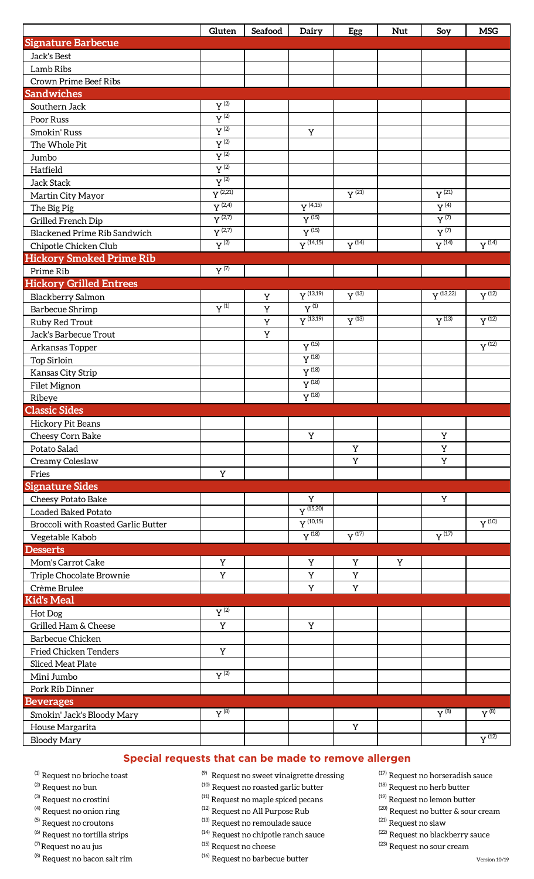| | Gluten | Seafood | Dairy | Egg | Nut | Soy | MSG |
|---|---|---|---|---|---|---|---|
| **Signature Barbecue** | | | | | | | |
| Jack's Best | | | | | | | |
| Lamb Ribs | | | | | | | |
| Crown Prime Beef Ribs | | | | | | | |
| **Sandwiches** | | | | | | | |
| Southern Jack | Y [2] | | | | | | |
| Poor Russ | Y [2] | | | | | | |
| Smokin' Russ | Y [2] | | Y | | | | |
| The Whole Pit | Y [2] | | | | | | |
| Jumbo | Y [2] | | | | | | |
| Hatfield | Y [2] | | | | | | |
| Jack Stack | Y [2] | | | | | | |
| Martin City Mayor | Y [2,21] | | | Y [21] | | Y [21] | |
| The Big Pig | Y [2,4] | | Y [4,15] | | | Y [4] | |
| Grilled French Dip | Y [2,7] | | Y [15] | | | Y [7] | |
| Blackened Prime Rib Sandwich | Y [2,7] | | Y [15] | | | Y [7] | |
| Chipotle Chicken Club | Y [2] | | Y [14,15] | Y [14] | | Y [14] | Y [14] |
| **Hickory Smoked Prime Rib** | | | | | | | |
| Prime Rib | Y [7] | | | | | | |
| **Hickory Grilled Entrees** | | | | | | | |
| Blackberry Salmon | | Y | Y [13,19] | Y [13] | | Y [13,22] | Y [12] |
| Barbecue Shrimp | Y [1] | Y | Y [1] | | | | |
| Ruby Red Trout | | Y | Y [13,19] | Y [13] | | Y [13] | Y [12] |
| Jack's Barbecue Trout | | Y | | | | | |
| Arkansas Topper | | | Y [15] | | | | Y [12] |
| Top Sirloin | | | Y [18] | | | | |
| Kansas City Strip | | | Y [18] | | | | |
| Filet Mignon | | | Y [18] | | | | |
| Ribeye | | | Y [18] | | | | |
| **Classic Sides** | | | | | | | |
| Hickory Pit Beans | | | | | | | |
| Cheesy Corn Bake | | | Y | | | Y | |
| Potato Salad | | | | Y | | Y | |
| Creamy Coleslaw | | | | Y | | Y | |
| Fries | Y | | | | | | |
| **Signature Sides** | | | | | | | |
| Cheesy Potato Bake | | | Y | | | Y | |
| Loaded Baked Potato | | | Y [15,20] | | | | |
| Broccoli with Roasted Garlic Butter | | | Y [10,15] | | | | Y [10] |
| Vegetable Kabob | | | Y [18] | Y [17] | | Y [17] | |
| **Desserts** | | | | | | | |
| Mom's Carrot Cake | Y | | Y | Y | Y | | |
| Triple Chocolate Brownie | Y | | Y | Y | | | |
| Crème Brulee | | | Y | Y | | | |
| **Kid's Meal** | | | | | | | |
| Hot Dog | Y [2] | | | | | | |
| Grilled Ham & Cheese | Y | | Y | | | | |
| Barbecue Chicken | | | | | | | |
| Fried Chicken Tenders | Y | | | | | | |
| Sliced Meat Plate | | | | | | | |
| Mini Jumbo | Y [2] | | | | | | |
| Pork Rib Dinner | | | | | | | |
| **Beverages** | | | | | | | |
| Smokin' Jack's Bloody Mary | Y [8] | | | | | Y [8] | Y [8] |
| House Margarita | | | | Y | | | |
| Bloody Mary | | | | | | | Y [12] |

## Special requests that can be made to remove allergen

- [1] Request no brioche toast
- [2] Request no bun
- [3] Request no crostini
- [4] Request no onion ring
- [5] Request no croutons
- [6] Request no tortilla strips
- [7] Request no au jus
- [8] Request no bacon salt rim
- [9] Request no sweet vinaigrette dressing
- [10] Request no roasted garlic butter
- [11] Request no maple spiced pecans
- [12] Request no All Purpose Rub
- [13] Request no remoulade sauce
- [14] Request no chipotle ranch sauce
- [15] Request no cheese
- [16] Request no barbecue butter
- [17] Request no horseradish sauce
- [18] Request no herb butter
- [19] Request no lemon butter
- [20] Request no butter & sour cream
- [21] Request no slaw
- [22] Request no blackberry sauce
- [23] Request no sour cream

Version 10/19